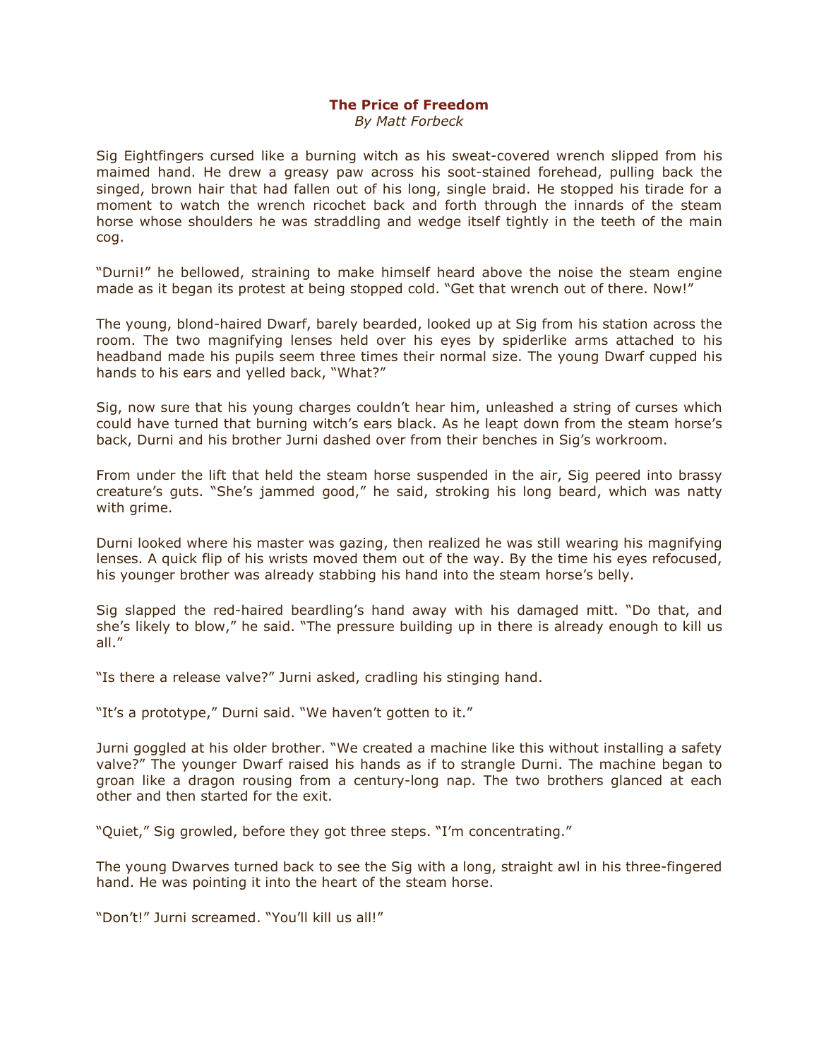# The Price of Freedom

*By Matt Forbeck*

Sig Eightfingers cursed like a burning witch as his sweat-covered wrench slipped from his maimed hand. He drew a greasy paw across his soot-stained forehead, pulling back the singed, brown hair that had fallen out of his long, single braid. He stopped his tirade for a moment to watch the wrench ricochet back and forth through the innards of the steam horse whose shoulders he was straddling and wedge itself tightly in the teeth of the main cog.

"Durni!" he bellowed, straining to make himself heard above the noise the steam engine made as it began its protest at being stopped cold. "Get that wrench out of there. Now!"

The young, blond-haired Dwarf, barely bearded, looked up at Sig from his station across the room. The two magnifying lenses held over his eyes by spiderlike arms attached to his headband made his pupils seem three times their normal size. The young Dwarf cupped his hands to his ears and yelled back, "What?"

Sig, now sure that his young charges couldn't hear him, unleashed a string of curses which could have turned that burning witch's ears black. As he leapt down from the steam horse's back, Durni and his brother Jurni dashed over from their benches in Sig's workroom.

From under the lift that held the steam horse suspended in the air, Sig peered into brassy creature's guts. "She's jammed good," he said, stroking his long beard, which was natty with grime.

Durni looked where his master was gazing, then realized he was still wearing his magnifying lenses. A quick flip of his wrists moved them out of the way. By the time his eyes refocused, his younger brother was already stabbing his hand into the steam horse's belly.

Sig slapped the red-haired beardling's hand away with his damaged mitt. "Do that, and she's likely to blow," he said. "The pressure building up in there is already enough to kill us all."

"Is there a release valve?" Jurni asked, cradling his stinging hand.

"It's a prototype," Durni said. "We haven't gotten to it."

Jurni goggled at his older brother. "We created a machine like this without installing a safety valve?" The younger Dwarf raised his hands as if to strangle Durni. The machine began to groan like a dragon rousing from a century-long nap. The two brothers glanced at each other and then started for the exit.

"Quiet," Sig growled, before they got three steps. "I'm concentrating."

The young Dwarves turned back to see the Sig with a long, straight awl in his three-fingered hand. He was pointing it into the heart of the steam horse.

"Don't!" Jurni screamed. "You'll kill us all!"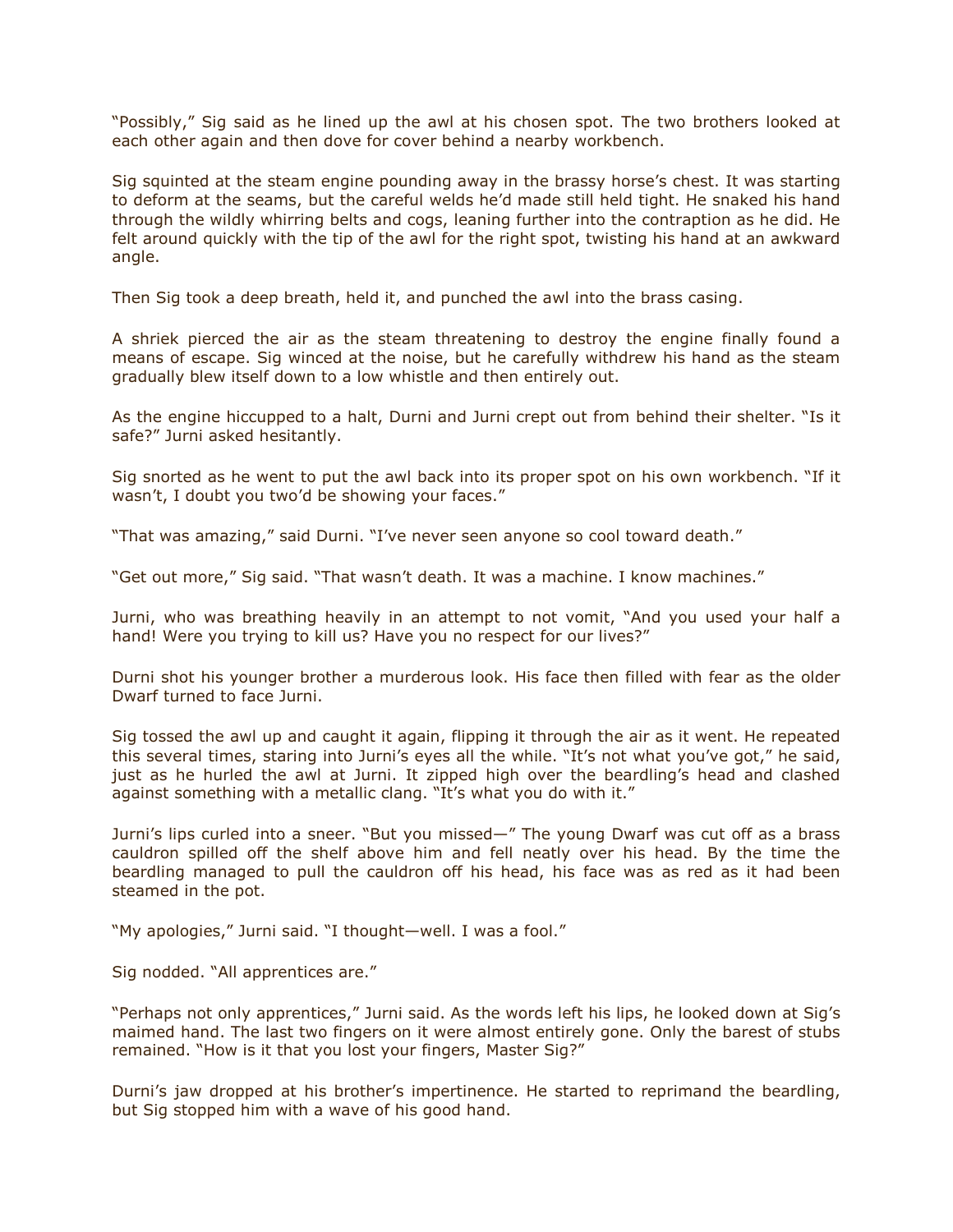"Possibly," Sig said as he lined up the awl at his chosen spot. The two brothers looked at each other again and then dove for cover behind a nearby workbench.

Sig squinted at the steam engine pounding away in the brassy horse's chest. It was starting to deform at the seams, but the careful welds he'd made still held tight. He snaked his hand through the wildly whirring belts and cogs, leaning further into the contraption as he did. He felt around quickly with the tip of the awl for the right spot, twisting his hand at an awkward angle.

Then Sig took a deep breath, held it, and punched the awl into the brass casing.

A shriek pierced the air as the steam threatening to destroy the engine finally found a means of escape. Sig winced at the noise, but he carefully withdrew his hand as the steam gradually blew itself down to a low whistle and then entirely out.

As the engine hiccupped to a halt, Durni and Jurni crept out from behind their shelter. "Is it safe?" Jurni asked hesitantly.

Sig snorted as he went to put the awl back into its proper spot on his own workbench. "If it wasn't, I doubt you two'd be showing your faces."

"That was amazing," said Durni. "I've never seen anyone so cool toward death."

"Get out more," Sig said. "That wasn't death. It was a machine. I know machines."

Jurni, who was breathing heavily in an attempt to not vomit, "And you used your half a hand! Were you trying to kill us? Have you no respect for our lives?"

Durni shot his younger brother a murderous look. His face then filled with fear as the older Dwarf turned to face Jurni.

Sig tossed the awl up and caught it again, flipping it through the air as it went. He repeated this several times, staring into Jurni's eyes all the while. "It's not what you've got," he said, just as he hurled the awl at Jurni. It zipped high over the beardling's head and clashed against something with a metallic clang. "It's what you do with it."

Jurni's lips curled into a sneer. "But you missed—" The young Dwarf was cut off as a brass cauldron spilled off the shelf above him and fell neatly over his head. By the time the beardling managed to pull the cauldron off his head, his face was as red as it had been steamed in the pot.

"My apologies," Jurni said. "I thought—well. I was a fool."

Sig nodded. "All apprentices are."

"Perhaps not only apprentices," Jurni said. As the words left his lips, he looked down at Sig's maimed hand. The last two fingers on it were almost entirely gone. Only the barest of stubs remained. "How is it that you lost your fingers, Master Sig?"

Durni's jaw dropped at his brother's impertinence. He started to reprimand the beardling, but Sig stopped him with a wave of his good hand.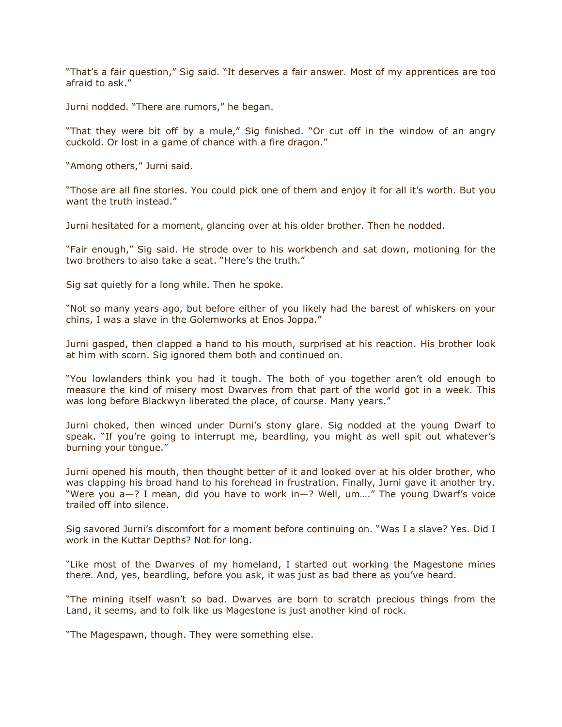"That's a fair question," Sig said. "It deserves a fair answer. Most of my apprentices are too afraid to ask."

Jurni nodded. "There are rumors," he began.

"That they were bit off by a mule," Sig finished. "Or cut off in the window of an angry cuckold. Or lost in a game of chance with a fire dragon."

"Among others," Jurni said.

"Those are all fine stories. You could pick one of them and enjoy it for all it's worth. But you want the truth instead."

Jurni hesitated for a moment, glancing over at his older brother. Then he nodded.

"Fair enough," Sig said. He strode over to his workbench and sat down, motioning for the two brothers to also take a seat. "Here's the truth."

Sig sat quietly for a long while. Then he spoke.

"Not so many years ago, but before either of you likely had the barest of whiskers on your chins, I was a slave in the Golemworks at Enos Joppa."

Jurni gasped, then clapped a hand to his mouth, surprised at his reaction. His brother look at him with scorn. Sig ignored them both and continued on.

"You lowlanders think you had it tough. The both of you together aren't old enough to measure the kind of misery most Dwarves from that part of the world got in a week. This was long before Blackwyn liberated the place, of course. Many years."

Jurni choked, then winced under Durni's stony glare. Sig nodded at the young Dwarf to speak. "If you're going to interrupt me, beardling, you might as well spit out whatever's burning your tongue."

Jurni opened his mouth, then thought better of it and looked over at his older brother, who was clapping his broad hand to his forehead in frustration. Finally, Jurni gave it another try. "Were you a—? I mean, did you have to work in—? Well, um…." The young Dwarf's voice trailed off into silence.

Sig savored Jurni's discomfort for a moment before continuing on. "Was I a slave? Yes. Did I work in the Kuttar Depths? Not for long.

"Like most of the Dwarves of my homeland, I started out working the Magestone mines there. And, yes, beardling, before you ask, it was just as bad there as you've heard.

"The mining itself wasn't so bad. Dwarves are born to scratch precious things from the Land, it seems, and to folk like us Magestone is just another kind of rock.

"The Magespawn, though. They were something else.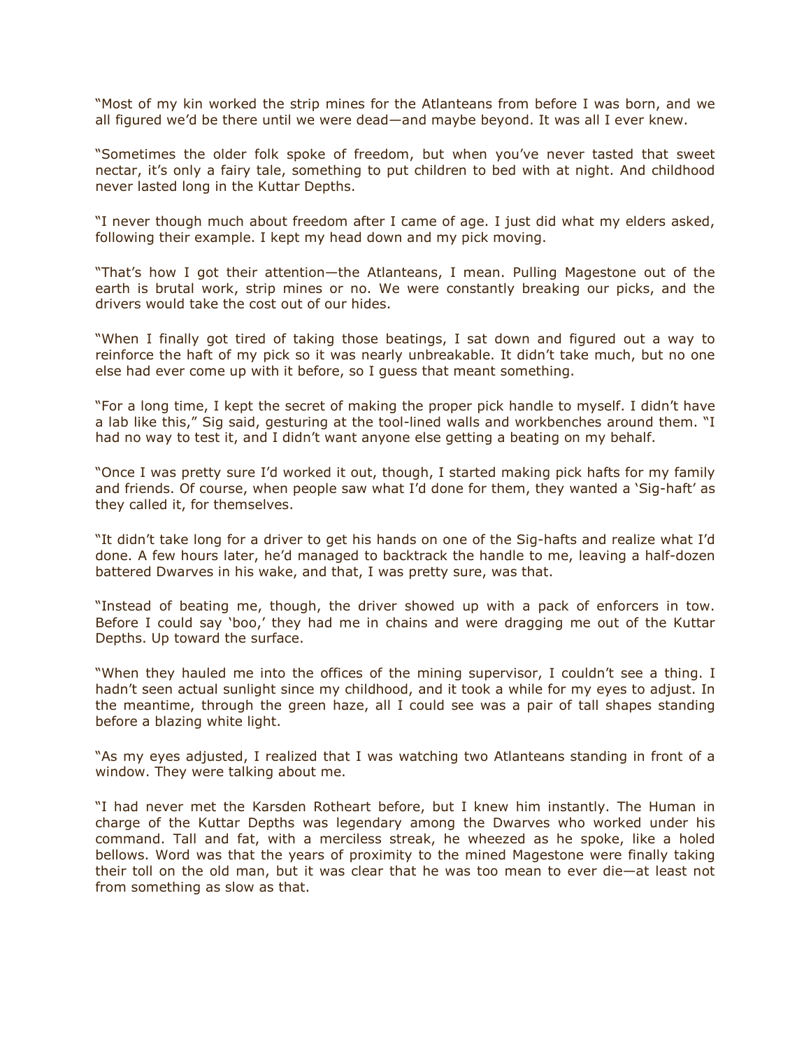"Most of my kin worked the strip mines for the Atlanteans from before I was born, and we all figured we'd be there until we were dead—and maybe beyond. It was all I ever knew.

"Sometimes the older folk spoke of freedom, but when you've never tasted that sweet nectar, it's only a fairy tale, something to put children to bed with at night. And childhood never lasted long in the Kuttar Depths.

"I never though much about freedom after I came of age. I just did what my elders asked, following their example. I kept my head down and my pick moving.

"That's how I got their attention—the Atlanteans, I mean. Pulling Magestone out of the earth is brutal work, strip mines or no. We were constantly breaking our picks, and the drivers would take the cost out of our hides.

"When I finally got tired of taking those beatings, I sat down and figured out a way to reinforce the haft of my pick so it was nearly unbreakable. It didn't take much, but no one else had ever come up with it before, so I guess that meant something.

"For a long time, I kept the secret of making the proper pick handle to myself. I didn't have a lab like this," Sig said, gesturing at the tool-lined walls and workbenches around them. "I had no way to test it, and I didn't want anyone else getting a beating on my behalf.

"Once I was pretty sure I'd worked it out, though, I started making pick hafts for my family and friends. Of course, when people saw what I'd done for them, they wanted a 'Sig-haft' as they called it, for themselves.

"It didn't take long for a driver to get his hands on one of the Sig-hafts and realize what I'd done. A few hours later, he'd managed to backtrack the handle to me, leaving a half-dozen battered Dwarves in his wake, and that, I was pretty sure, was that.

"Instead of beating me, though, the driver showed up with a pack of enforcers in tow. Before I could say 'boo,' they had me in chains and were dragging me out of the Kuttar Depths. Up toward the surface.

"When they hauled me into the offices of the mining supervisor, I couldn't see a thing. I hadn't seen actual sunlight since my childhood, and it took a while for my eyes to adjust. In the meantime, through the green haze, all I could see was a pair of tall shapes standing before a blazing white light.

"As my eyes adjusted, I realized that I was watching two Atlanteans standing in front of a window. They were talking about me.

"I had never met the Karsden Rotheart before, but I knew him instantly. The Human in charge of the Kuttar Depths was legendary among the Dwarves who worked under his command. Tall and fat, with a merciless streak, he wheezed as he spoke, like a holed bellows. Word was that the years of proximity to the mined Magestone were finally taking their toll on the old man, but it was clear that he was too mean to ever die—at least not from something as slow as that.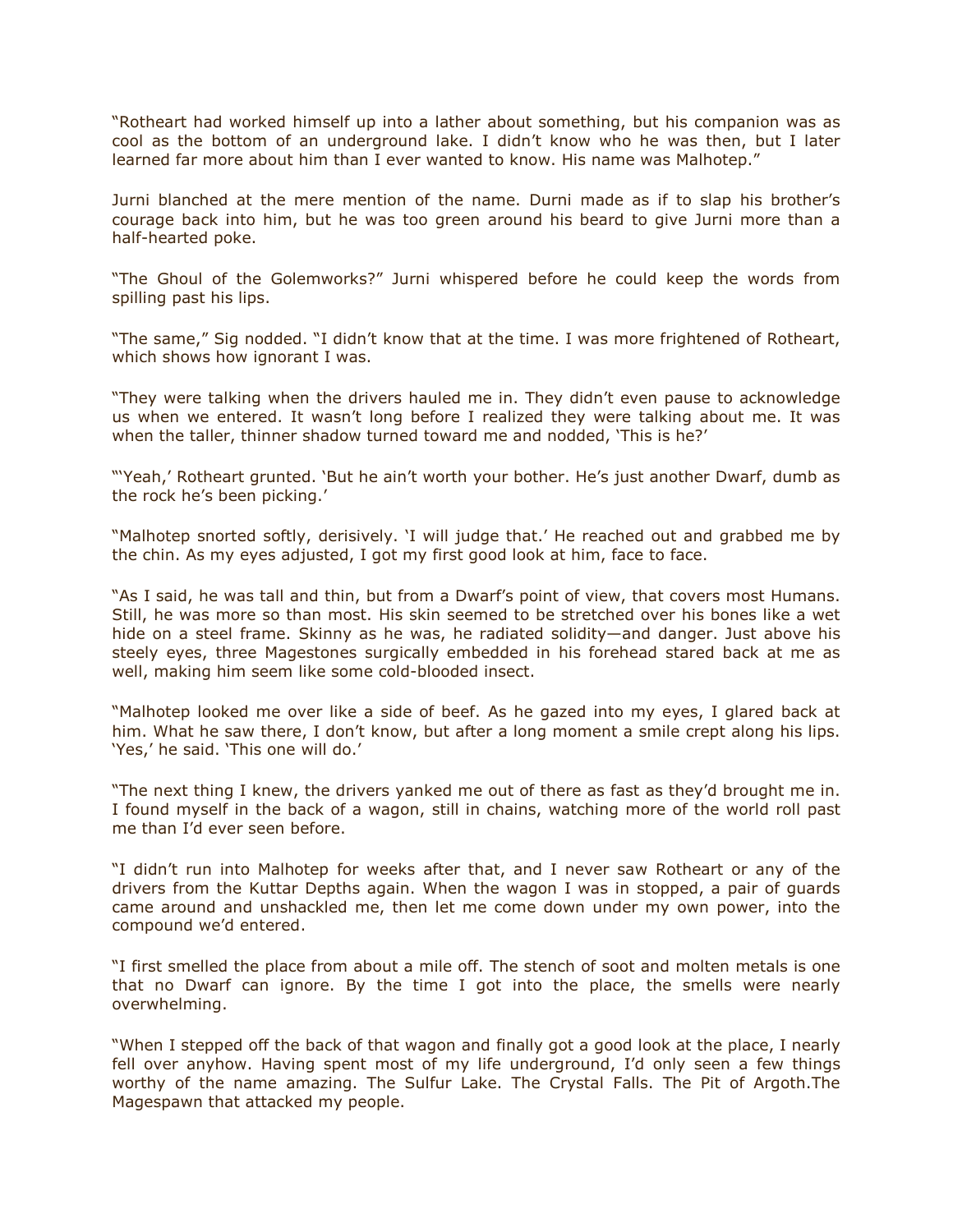"Rotheart had worked himself up into a lather about something, but his companion was as cool as the bottom of an underground lake. I didn't know who he was then, but I later learned far more about him than I ever wanted to know. His name was Malhotep."

Jurni blanched at the mere mention of the name. Durni made as if to slap his brother's courage back into him, but he was too green around his beard to give Jurni more than a half-hearted poke.

"The Ghoul of the Golemworks?" Jurni whispered before he could keep the words from spilling past his lips.

"The same," Sig nodded. "I didn't know that at the time. I was more frightened of Rotheart, which shows how ignorant I was.

"They were talking when the drivers hauled me in. They didn't even pause to acknowledge us when we entered. It wasn't long before I realized they were talking about me. It was when the taller, thinner shadow turned toward me and nodded, 'This is he?'

"'Yeah,' Rotheart grunted. 'But he ain't worth your bother. He's just another Dwarf, dumb as the rock he's been picking.'

"Malhotep snorted softly, derisively. 'I will judge that.' He reached out and grabbed me by the chin. As my eyes adjusted, I got my first good look at him, face to face.

"As I said, he was tall and thin, but from a Dwarf's point of view, that covers most Humans. Still, he was more so than most. His skin seemed to be stretched over his bones like a wet hide on a steel frame. Skinny as he was, he radiated solidity—and danger. Just above his steely eyes, three Magestones surgically embedded in his forehead stared back at me as well, making him seem like some cold-blooded insect.

"Malhotep looked me over like a side of beef. As he gazed into my eyes, I glared back at him. What he saw there, I don't know, but after a long moment a smile crept along his lips. 'Yes,' he said. 'This one will do.'

"The next thing I knew, the drivers yanked me out of there as fast as they'd brought me in. I found myself in the back of a wagon, still in chains, watching more of the world roll past me than I'd ever seen before.

"I didn't run into Malhotep for weeks after that, and I never saw Rotheart or any of the drivers from the Kuttar Depths again. When the wagon I was in stopped, a pair of guards came around and unshackled me, then let me come down under my own power, into the compound we'd entered.

"I first smelled the place from about a mile off. The stench of soot and molten metals is one that no Dwarf can ignore. By the time I got into the place, the smells were nearly overwhelming.

"When I stepped off the back of that wagon and finally got a good look at the place, I nearly fell over anyhow. Having spent most of my life underground, I'd only seen a few things worthy of the name amazing. The Sulfur Lake. The Crystal Falls. The Pit of Argoth.The Magespawn that attacked my people.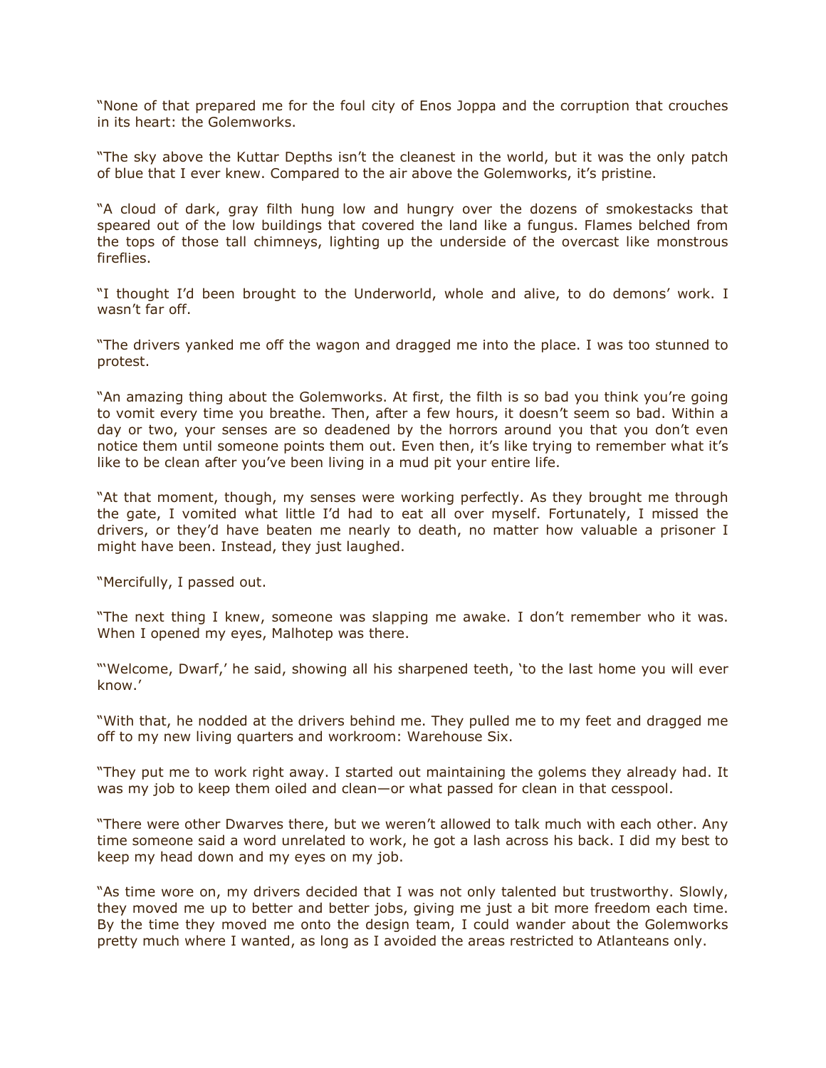"None of that prepared me for the foul city of Enos Joppa and the corruption that crouches in its heart: the Golemworks.

"The sky above the Kuttar Depths isn't the cleanest in the world, but it was the only patch of blue that I ever knew. Compared to the air above the Golemworks, it's pristine.

"A cloud of dark, gray filth hung low and hungry over the dozens of smokestacks that speared out of the low buildings that covered the land like a fungus. Flames belched from the tops of those tall chimneys, lighting up the underside of the overcast like monstrous fireflies.

"I thought I'd been brought to the Underworld, whole and alive, to do demons' work. I wasn't far off.

"The drivers yanked me off the wagon and dragged me into the place. I was too stunned to protest.

"An amazing thing about the Golemworks. At first, the filth is so bad you think you're going to vomit every time you breathe. Then, after a few hours, it doesn't seem so bad. Within a day or two, your senses are so deadened by the horrors around you that you don't even notice them until someone points them out. Even then, it's like trying to remember what it's like to be clean after you've been living in a mud pit your entire life.

"At that moment, though, my senses were working perfectly. As they brought me through the gate, I vomited what little I'd had to eat all over myself. Fortunately, I missed the drivers, or they'd have beaten me nearly to death, no matter how valuable a prisoner I might have been. Instead, they just laughed.

"Mercifully, I passed out.

"The next thing I knew, someone was slapping me awake. I don't remember who it was. When I opened my eyes, Malhotep was there.

"'Welcome, Dwarf,' he said, showing all his sharpened teeth, 'to the last home you will ever know.'

"With that, he nodded at the drivers behind me. They pulled me to my feet and dragged me off to my new living quarters and workroom: Warehouse Six.

"They put me to work right away. I started out maintaining the golems they already had. It was my job to keep them oiled and clean—or what passed for clean in that cesspool.

"There were other Dwarves there, but we weren't allowed to talk much with each other. Any time someone said a word unrelated to work, he got a lash across his back. I did my best to keep my head down and my eyes on my job.

"As time wore on, my drivers decided that I was not only talented but trustworthy. Slowly, they moved me up to better and better jobs, giving me just a bit more freedom each time. By the time they moved me onto the design team, I could wander about the Golemworks pretty much where I wanted, as long as I avoided the areas restricted to Atlanteans only.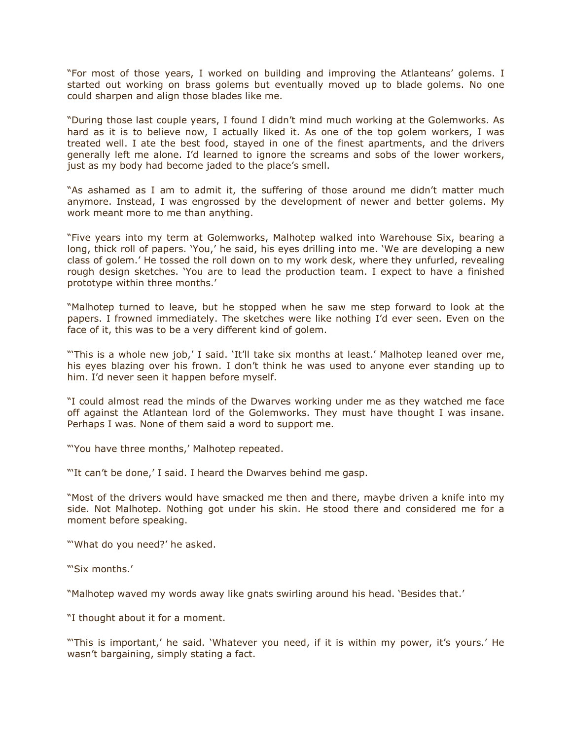"For most of those years, I worked on building and improving the Atlanteans' golems. I started out working on brass golems but eventually moved up to blade golems. No one could sharpen and align those blades like me.

"During those last couple years, I found I didn't mind much working at the Golemworks. As hard as it is to believe now, I actually liked it. As one of the top golem workers, I was treated well. I ate the best food, stayed in one of the finest apartments, and the drivers generally left me alone. I'd learned to ignore the screams and sobs of the lower workers, just as my body had become jaded to the place's smell.

"As ashamed as I am to admit it, the suffering of those around me didn't matter much anymore. Instead, I was engrossed by the development of newer and better golems. My work meant more to me than anything.

"Five years into my term at Golemworks, Malhotep walked into Warehouse Six, bearing a long, thick roll of papers. 'You,' he said, his eyes drilling into me. 'We are developing a new class of golem.' He tossed the roll down on to my work desk, where they unfurled, revealing rough design sketches. 'You are to lead the production team. I expect to have a finished prototype within three months.'

"Malhotep turned to leave, but he stopped when he saw me step forward to look at the papers. I frowned immediately. The sketches were like nothing I'd ever seen. Even on the face of it, this was to be a very different kind of golem.

"'This is a whole new job,' I said. 'It'll take six months at least.' Malhotep leaned over me, his eyes blazing over his frown. I don't think he was used to anyone ever standing up to him. I'd never seen it happen before myself.

"I could almost read the minds of the Dwarves working under me as they watched me face off against the Atlantean lord of the Golemworks. They must have thought I was insane. Perhaps I was. None of them said a word to support me.

"'You have three months,' Malhotep repeated.

"'It can't be done,' I said. I heard the Dwarves behind me gasp.

"Most of the drivers would have smacked me then and there, maybe driven a knife into my side. Not Malhotep. Nothing got under his skin. He stood there and considered me for a moment before speaking.

"'What do you need?' he asked.

"'Six months.'

"Malhotep waved my words away like gnats swirling around his head. 'Besides that.'

"I thought about it for a moment.

"'This is important,' he said. 'Whatever you need, if it is within my power, it's yours.' He wasn't bargaining, simply stating a fact.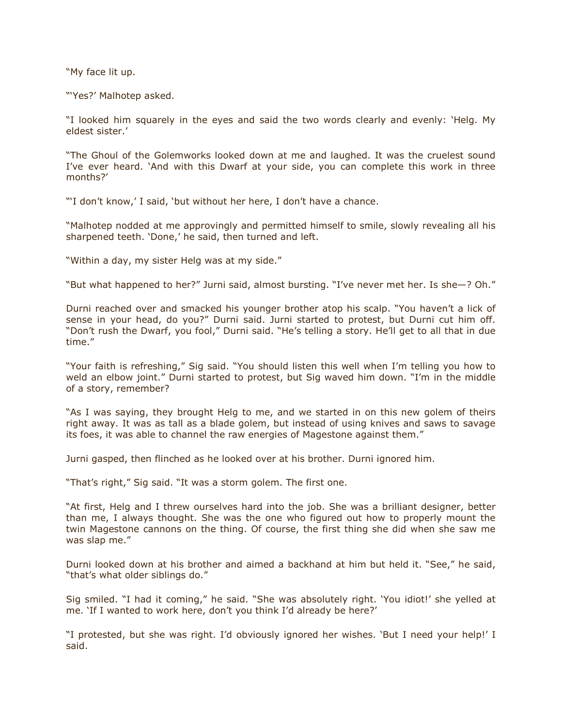"My face lit up.

"'Yes?' Malhotep asked.

"I looked him squarely in the eyes and said the two words clearly and evenly: 'Helg. My eldest sister.'

"The Ghoul of the Golemworks looked down at me and laughed. It was the cruelest sound I've ever heard. 'And with this Dwarf at your side, you can complete this work in three months?'

"'I don't know,' I said, 'but without her here, I don't have a chance.

"Malhotep nodded at me approvingly and permitted himself to smile, slowly revealing all his sharpened teeth. 'Done,' he said, then turned and left.

"Within a day, my sister Helg was at my side."

"But what happened to her?" Jurni said, almost bursting. "I've never met her. Is she—? Oh."

Durni reached over and smacked his younger brother atop his scalp. "You haven't a lick of sense in your head, do you?" Durni said. Jurni started to protest, but Durni cut him off. "Don't rush the Dwarf, you fool," Durni said. "He's telling a story. He'll get to all that in due time."

"Your faith is refreshing," Sig said. "You should listen this well when I'm telling you how to weld an elbow joint." Durni started to protest, but Sig waved him down. "I'm in the middle of a story, remember?

"As I was saying, they brought Helg to me, and we started in on this new golem of theirs right away. It was as tall as a blade golem, but instead of using knives and saws to savage its foes, it was able to channel the raw energies of Magestone against them."

Jurni gasped, then flinched as he looked over at his brother. Durni ignored him.

"That's right," Sig said. "It was a storm golem. The first one.

"At first, Helg and I threw ourselves hard into the job. She was a brilliant designer, better than me, I always thought. She was the one who figured out how to properly mount the twin Magestone cannons on the thing. Of course, the first thing she did when she saw me was slap me."

Durni looked down at his brother and aimed a backhand at him but held it. "See," he said, "that's what older siblings do."

Sig smiled. "I had it coming," he said. "She was absolutely right. 'You idiot!' she yelled at me. 'If I wanted to work here, don't you think I'd already be here?'

"I protested, but she was right. I'd obviously ignored her wishes. 'But I need your help!' I said.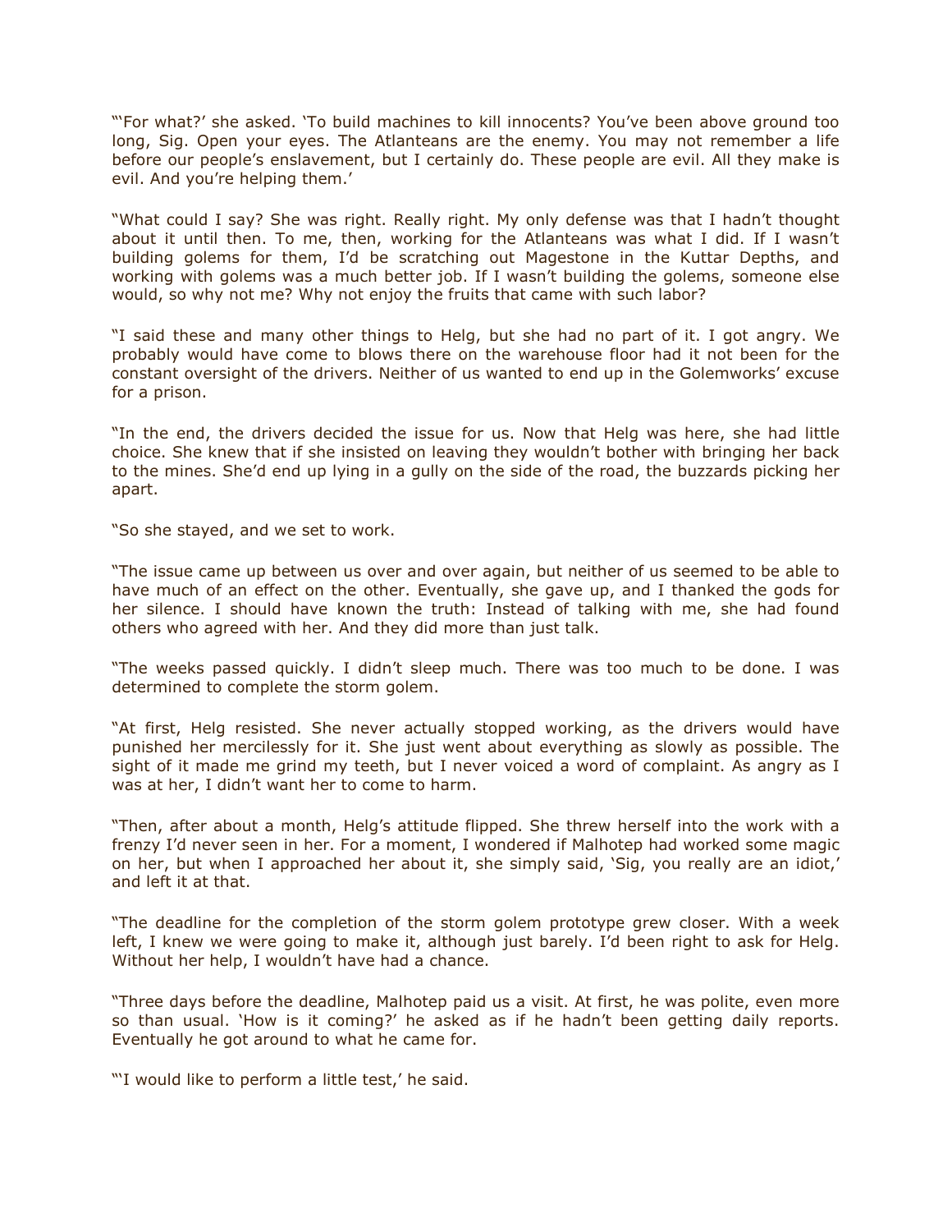"'For what?' she asked. 'To build machines to kill innocents? You've been above ground too long, Sig. Open your eyes. The Atlanteans are the enemy. You may not remember a life before our people's enslavement, but I certainly do. These people are evil. All they make is evil. And you're helping them.'

"What could I say? She was right. Really right. My only defense was that I hadn't thought about it until then. To me, then, working for the Atlanteans was what I did. If I wasn't building golems for them, I'd be scratching out Magestone in the Kuttar Depths, and working with golems was a much better job. If I wasn't building the golems, someone else would, so why not me? Why not enjoy the fruits that came with such labor?

"I said these and many other things to Helg, but she had no part of it. I got angry. We probably would have come to blows there on the warehouse floor had it not been for the constant oversight of the drivers. Neither of us wanted to end up in the Golemworks' excuse for a prison.

"In the end, the drivers decided the issue for us. Now that Helg was here, she had little choice. She knew that if she insisted on leaving they wouldn't bother with bringing her back to the mines. She'd end up lying in a gully on the side of the road, the buzzards picking her apart.

"So she stayed, and we set to work.

"The issue came up between us over and over again, but neither of us seemed to be able to have much of an effect on the other. Eventually, she gave up, and I thanked the gods for her silence. I should have known the truth: Instead of talking with me, she had found others who agreed with her. And they did more than just talk.

"The weeks passed quickly. I didn't sleep much. There was too much to be done. I was determined to complete the storm golem.

"At first, Helg resisted. She never actually stopped working, as the drivers would have punished her mercilessly for it. She just went about everything as slowly as possible. The sight of it made me grind my teeth, but I never voiced a word of complaint. As angry as I was at her, I didn't want her to come to harm.

"Then, after about a month, Helg's attitude flipped. She threw herself into the work with a frenzy I'd never seen in her. For a moment, I wondered if Malhotep had worked some magic on her, but when I approached her about it, she simply said, 'Sig, you really are an idiot,' and left it at that.

"The deadline for the completion of the storm golem prototype grew closer. With a week left, I knew we were going to make it, although just barely. I'd been right to ask for Helg. Without her help, I wouldn't have had a chance.

"Three days before the deadline, Malhotep paid us a visit. At first, he was polite, even more so than usual. 'How is it coming?' he asked as if he hadn't been getting daily reports. Eventually he got around to what he came for.

"'I would like to perform a little test,' he said.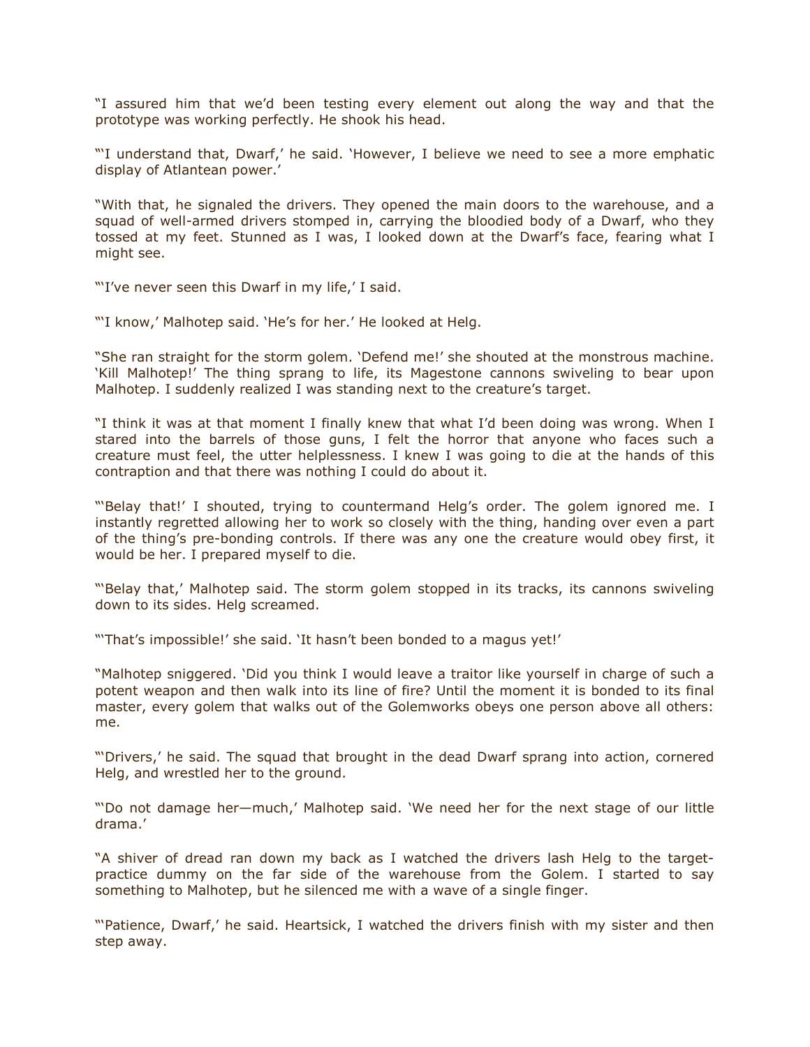"I assured him that we'd been testing every element out along the way and that the prototype was working perfectly. He shook his head.

"'I understand that, Dwarf,' he said. 'However, I believe we need to see a more emphatic display of Atlantean power.'

"With that, he signaled the drivers. They opened the main doors to the warehouse, and a squad of well-armed drivers stomped in, carrying the bloodied body of a Dwarf, who they tossed at my feet. Stunned as I was, I looked down at the Dwarf's face, fearing what I might see.

"'I've never seen this Dwarf in my life,' I said.

"'I know,' Malhotep said. 'He's for her.' He looked at Helg.

"She ran straight for the storm golem. 'Defend me!' she shouted at the monstrous machine. 'Kill Malhotep!' The thing sprang to life, its Magestone cannons swiveling to bear upon Malhotep. I suddenly realized I was standing next to the creature's target.

"I think it was at that moment I finally knew that what I'd been doing was wrong. When I stared into the barrels of those guns, I felt the horror that anyone who faces such a creature must feel, the utter helplessness. I knew I was going to die at the hands of this contraption and that there was nothing I could do about it.

"'Belay that!' I shouted, trying to countermand Helg's order. The golem ignored me. I instantly regretted allowing her to work so closely with the thing, handing over even a part of the thing's pre-bonding controls. If there was any one the creature would obey first, it would be her. I prepared myself to die.

"'Belay that,' Malhotep said. The storm golem stopped in its tracks, its cannons swiveling down to its sides. Helg screamed.

"'That's impossible!' she said. 'It hasn't been bonded to a magus yet!'

"Malhotep sniggered. 'Did you think I would leave a traitor like yourself in charge of such a potent weapon and then walk into its line of fire? Until the moment it is bonded to its final master, every golem that walks out of the Golemworks obeys one person above all others: me.

"'Drivers,' he said. The squad that brought in the dead Dwarf sprang into action, cornered Helg, and wrestled her to the ground.

"'Do not damage her—much,' Malhotep said. 'We need her for the next stage of our little drama.'

"A shiver of dread ran down my back as I watched the drivers lash Helg to the target-practice dummy on the far side of the warehouse from the Golem. I started to say something to Malhotep, but he silenced me with a wave of a single finger.

"'Patience, Dwarf,' he said. Heartsick, I watched the drivers finish with my sister and then step away.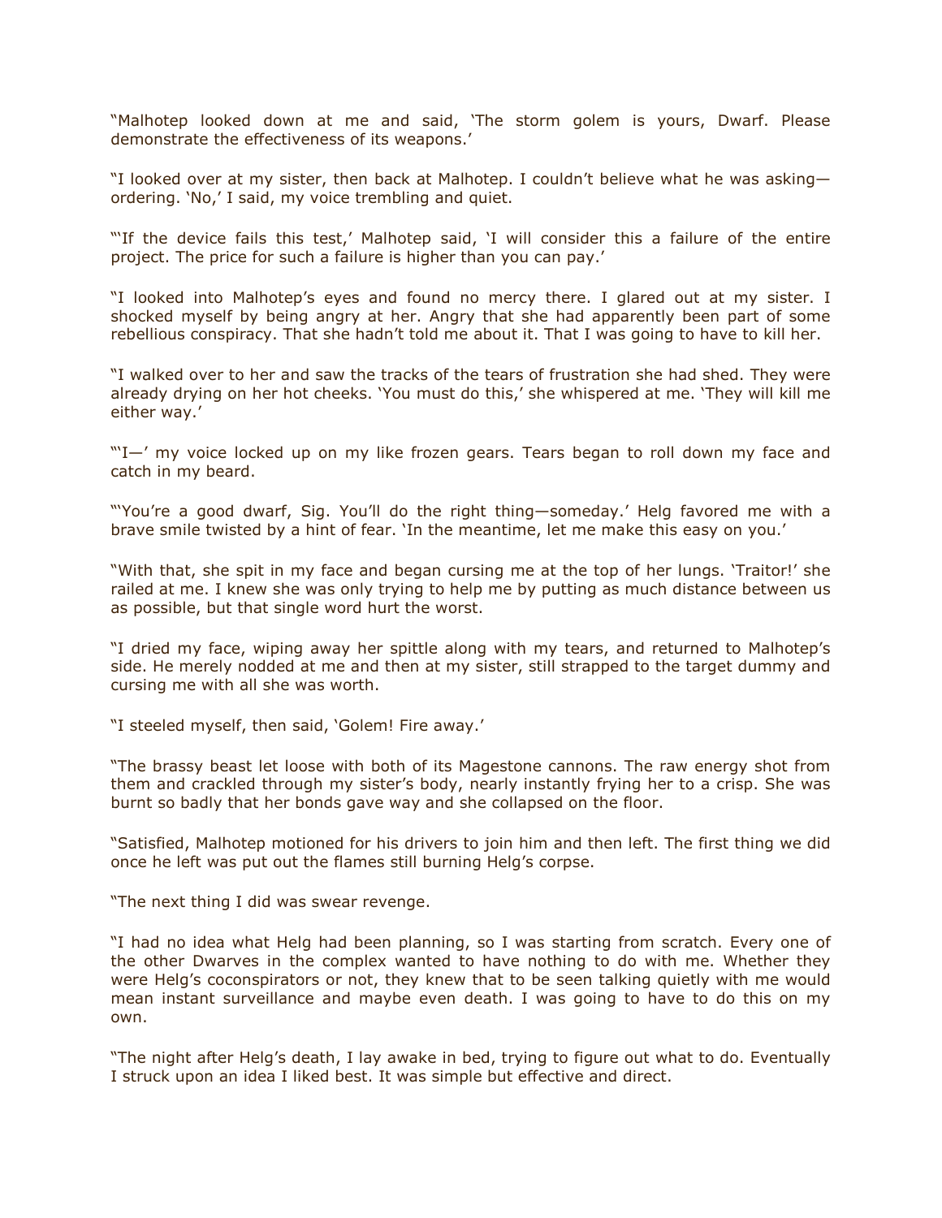"Malhotep looked down at me and said, 'The storm golem is yours, Dwarf. Please demonstrate the effectiveness of its weapons.'

"I looked over at my sister, then back at Malhotep. I couldn't believe what he was asking—ordering. 'No,' I said, my voice trembling and quiet.

"'If the device fails this test,' Malhotep said, 'I will consider this a failure of the entire project. The price for such a failure is higher than you can pay.'

"I looked into Malhotep's eyes and found no mercy there. I glared out at my sister. I shocked myself by being angry at her. Angry that she had apparently been part of some rebellious conspiracy. That she hadn't told me about it. That I was going to have to kill her.

"I walked over to her and saw the tracks of the tears of frustration she had shed. They were already drying on her hot cheeks. 'You must do this,' she whispered at me. 'They will kill me either way.'

"'I—' my voice locked up on my like frozen gears. Tears began to roll down my face and catch in my beard.

"'You're a good dwarf, Sig. You'll do the right thing—someday.' Helg favored me with a brave smile twisted by a hint of fear. 'In the meantime, let me make this easy on you.'

"With that, she spit in my face and began cursing me at the top of her lungs. 'Traitor!' she railed at me. I knew she was only trying to help me by putting as much distance between us as possible, but that single word hurt the worst.

"I dried my face, wiping away her spittle along with my tears, and returned to Malhotep's side. He merely nodded at me and then at my sister, still strapped to the target dummy and cursing me with all she was worth.

"I steeled myself, then said, 'Golem! Fire away.'

"The brassy beast let loose with both of its Magestone cannons. The raw energy shot from them and crackled through my sister's body, nearly instantly frying her to a crisp. She was burnt so badly that her bonds gave way and she collapsed on the floor.

"Satisfied, Malhotep motioned for his drivers to join him and then left. The first thing we did once he left was put out the flames still burning Helg's corpse.

"The next thing I did was swear revenge.

"I had no idea what Helg had been planning, so I was starting from scratch. Every one of the other Dwarves in the complex wanted to have nothing to do with me. Whether they were Helg's coconspirators or not, they knew that to be seen talking quietly with me would mean instant surveillance and maybe even death. I was going to have to do this on my own.

"The night after Helg's death, I lay awake in bed, trying to figure out what to do. Eventually I struck upon an idea I liked best. It was simple but effective and direct.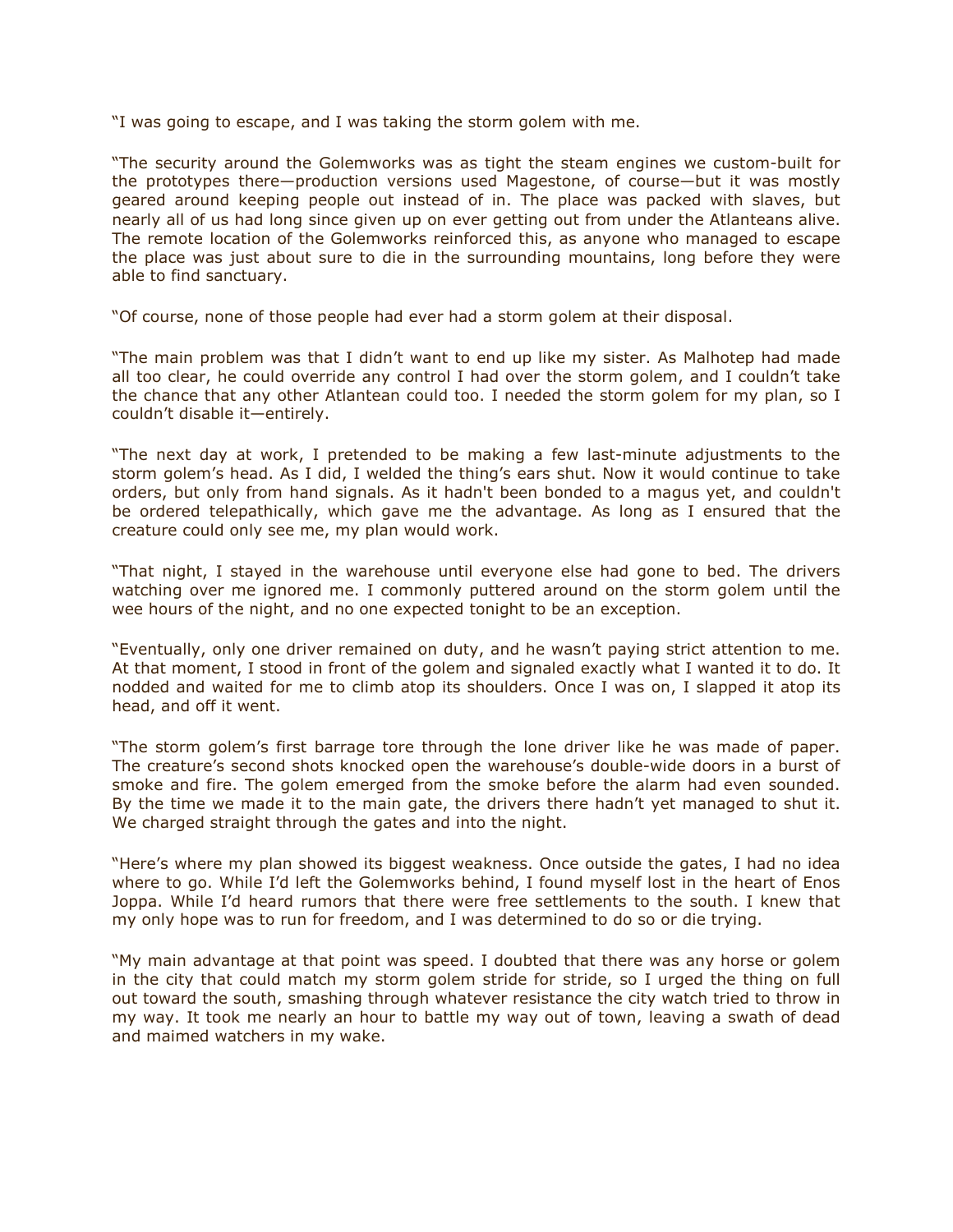“I was going to escape, and I was taking the storm golem with me.

“The security around the Golemworks was as tight the steam engines we custom-built for the prototypes there—production versions used Magestone, of course—but it was mostly geared around keeping people out instead of in. The place was packed with slaves, but nearly all of us had long since given up on ever getting out from under the Atlanteans alive. The remote location of the Golemworks reinforced this, as anyone who managed to escape the place was just about sure to die in the surrounding mountains, long before they were able to find sanctuary.

“Of course, none of those people had ever had a storm golem at their disposal.

“The main problem was that I didn’t want to end up like my sister. As Malhotep had made all too clear, he could override any control I had over the storm golem, and I couldn’t take the chance that any other Atlantean could too. I needed the storm golem for my plan, so I couldn’t disable it—entirely.

“The next day at work, I pretended to be making a few last-minute adjustments to the storm golem’s head. As I did, I welded the thing’s ears shut. Now it would continue to take orders, but only from hand signals. As it hadn't been bonded to a magus yet, and couldn't be ordered telepathically, which gave me the advantage. As long as I ensured that the creature could only see me, my plan would work.

“That night, I stayed in the warehouse until everyone else had gone to bed. The drivers watching over me ignored me. I commonly puttered around on the storm golem until the wee hours of the night, and no one expected tonight to be an exception.

“Eventually, only one driver remained on duty, and he wasn’t paying strict attention to me. At that moment, I stood in front of the golem and signaled exactly what I wanted it to do. It nodded and waited for me to climb atop its shoulders. Once I was on, I slapped it atop its head, and off it went.

“The storm golem’s first barrage tore through the lone driver like he was made of paper. The creature’s second shots knocked open the warehouse’s double-wide doors in a burst of smoke and fire. The golem emerged from the smoke before the alarm had even sounded. By the time we made it to the main gate, the drivers there hadn’t yet managed to shut it. We charged straight through the gates and into the night.

“Here’s where my plan showed its biggest weakness. Once outside the gates, I had no idea where to go. While I’d left the Golemworks behind, I found myself lost in the heart of Enos Joppa. While I’d heard rumors that there were free settlements to the south. I knew that my only hope was to run for freedom, and I was determined to do so or die trying.

“My main advantage at that point was speed. I doubted that there was any horse or golem in the city that could match my storm golem stride for stride, so I urged the thing on full out toward the south, smashing through whatever resistance the city watch tried to throw in my way. It took me nearly an hour to battle my way out of town, leaving a swath of dead and maimed watchers in my wake.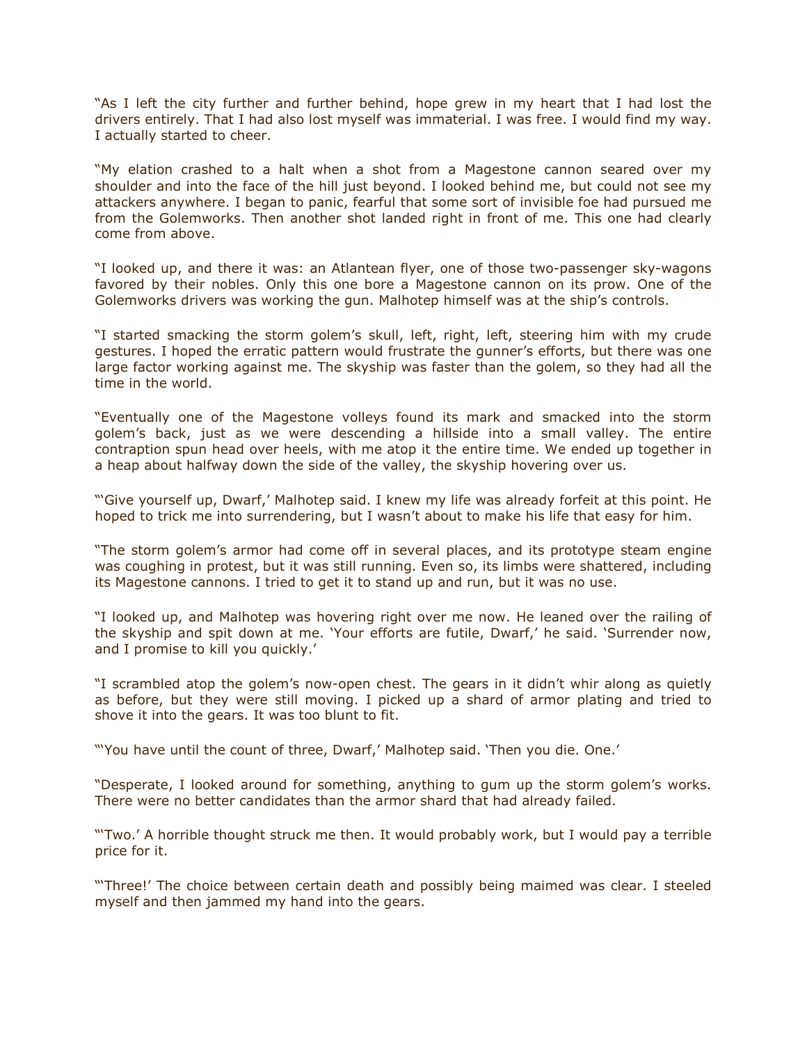"As I left the city further and further behind, hope grew in my heart that I had lost the drivers entirely. That I had also lost myself was immaterial. I was free. I would find my way. I actually started to cheer.

"My elation crashed to a halt when a shot from a Magestone cannon seared over my shoulder and into the face of the hill just beyond. I looked behind me, but could not see my attackers anywhere. I began to panic, fearful that some sort of invisible foe had pursued me from the Golemworks. Then another shot landed right in front of me. This one had clearly come from above.

"I looked up, and there it was: an Atlantean flyer, one of those two-passenger sky-wagons favored by their nobles. Only this one bore a Magestone cannon on its prow. One of the Golemworks drivers was working the gun. Malhotep himself was at the ship's controls.

"I started smacking the storm golem's skull, left, right, left, steering him with my crude gestures. I hoped the erratic pattern would frustrate the gunner's efforts, but there was one large factor working against me. The skyship was faster than the golem, so they had all the time in the world.

"Eventually one of the Magestone volleys found its mark and smacked into the storm golem's back, just as we were descending a hillside into a small valley. The entire contraption spun head over heels, with me atop it the entire time. We ended up together in a heap about halfway down the side of the valley, the skyship hovering over us.

"'Give yourself up, Dwarf,' Malhotep said. I knew my life was already forfeit at this point. He hoped to trick me into surrendering, but I wasn't about to make his life that easy for him.

"The storm golem's armor had come off in several places, and its prototype steam engine was coughing in protest, but it was still running. Even so, its limbs were shattered, including its Magestone cannons. I tried to get it to stand up and run, but it was no use.

"I looked up, and Malhotep was hovering right over me now. He leaned over the railing of the skyship and spit down at me. 'Your efforts are futile, Dwarf,' he said. 'Surrender now, and I promise to kill you quickly.'

"I scrambled atop the golem's now-open chest. The gears in it didn't whir along as quietly as before, but they were still moving. I picked up a shard of armor plating and tried to shove it into the gears. It was too blunt to fit.

"'You have until the count of three, Dwarf,' Malhotep said. 'Then you die. One.'

"Desperate, I looked around for something, anything to gum up the storm golem's works. There were no better candidates than the armor shard that had already failed.

"'Two.' A horrible thought struck me then. It would probably work, but I would pay a terrible price for it.

"'Three!' The choice between certain death and possibly being maimed was clear. I steeled myself and then jammed my hand into the gears.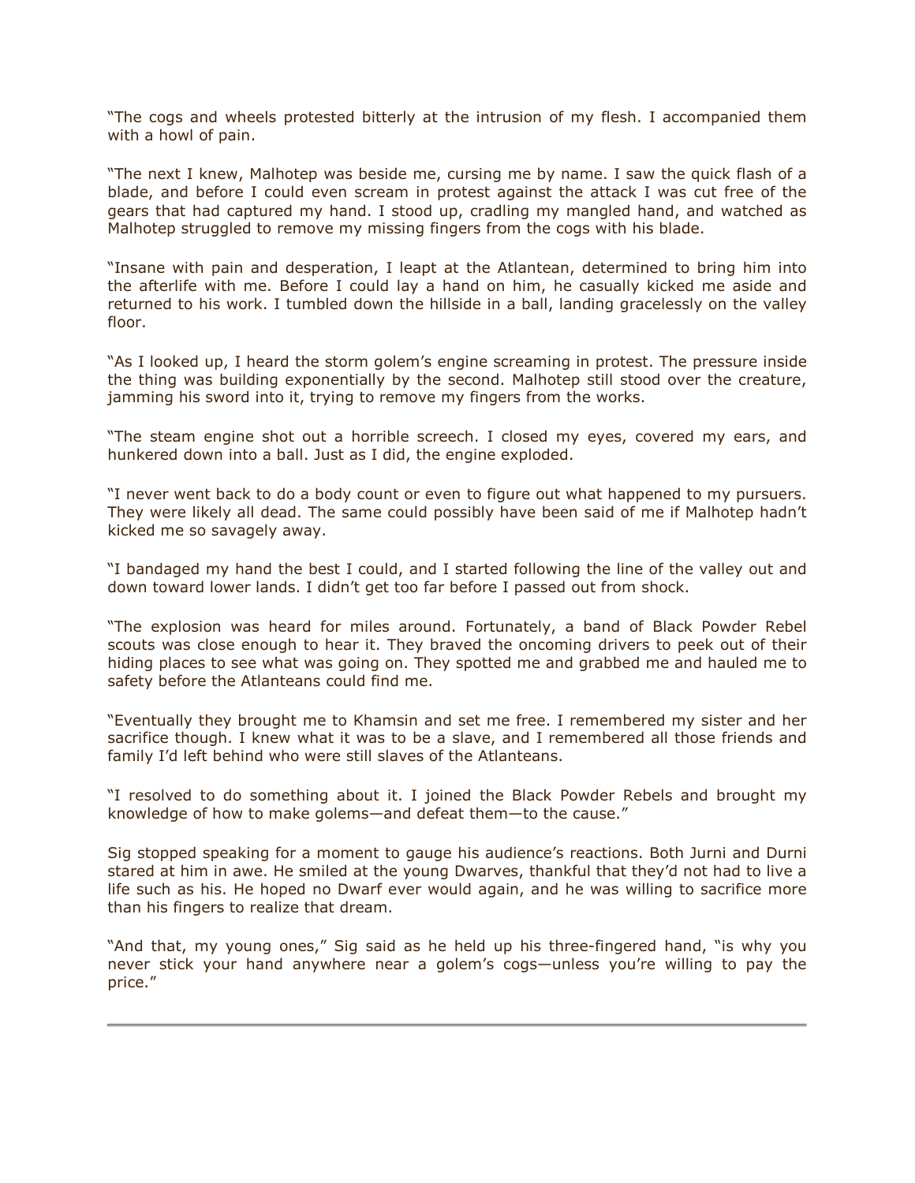"The cogs and wheels protested bitterly at the intrusion of my flesh. I accompanied them with a howl of pain.

"The next I knew, Malhotep was beside me, cursing me by name. I saw the quick flash of a blade, and before I could even scream in protest against the attack I was cut free of the gears that had captured my hand. I stood up, cradling my mangled hand, and watched as Malhotep struggled to remove my missing fingers from the cogs with his blade.

"Insane with pain and desperation, I leapt at the Atlantean, determined to bring him into the afterlife with me. Before I could lay a hand on him, he casually kicked me aside and returned to his work. I tumbled down the hillside in a ball, landing gracelessly on the valley floor.

"As I looked up, I heard the storm golem's engine screaming in protest. The pressure inside the thing was building exponentially by the second. Malhotep still stood over the creature, jamming his sword into it, trying to remove my fingers from the works.

"The steam engine shot out a horrible screech. I closed my eyes, covered my ears, and hunkered down into a ball. Just as I did, the engine exploded.

"I never went back to do a body count or even to figure out what happened to my pursuers. They were likely all dead. The same could possibly have been said of me if Malhotep hadn't kicked me so savagely away.

"I bandaged my hand the best I could, and I started following the line of the valley out and down toward lower lands. I didn't get too far before I passed out from shock.

"The explosion was heard for miles around. Fortunately, a band of Black Powder Rebel scouts was close enough to hear it. They braved the oncoming drivers to peek out of their hiding places to see what was going on. They spotted me and grabbed me and hauled me to safety before the Atlanteans could find me.

"Eventually they brought me to Khamsin and set me free. I remembered my sister and her sacrifice though. I knew what it was to be a slave, and I remembered all those friends and family I'd left behind who were still slaves of the Atlanteans.

"I resolved to do something about it. I joined the Black Powder Rebels and brought my knowledge of how to make golems—and defeat them—to the cause."

Sig stopped speaking for a moment to gauge his audience's reactions. Both Jurni and Durni stared at him in awe. He smiled at the young Dwarves, thankful that they'd not had to live a life such as his. He hoped no Dwarf ever would again, and he was willing to sacrifice more than his fingers to realize that dream.

"And that, my young ones," Sig said as he held up his three-fingered hand, "is why you never stick your hand anywhere near a golem's cogs—unless you're willing to pay the price."

---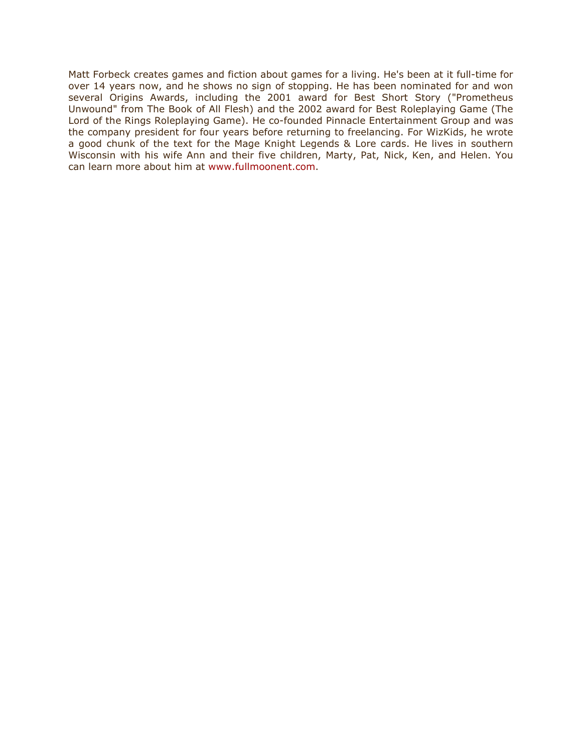Matt Forbeck creates games and fiction about games for a living. He's been at it full-time for over 14 years now, and he shows no sign of stopping. He has been nominated for and won several Origins Awards, including the 2001 award for Best Short Story ("Prometheus Unwound" from The Book of All Flesh) and the 2002 award for Best Roleplaying Game (The Lord of the Rings Roleplaying Game). He co-founded Pinnacle Entertainment Group and was the company president for four years before returning to freelancing. For WizKids, he wrote a good chunk of the text for the Mage Knight Legends & Lore cards. He lives in southern Wisconsin with his wife Ann and their five children, Marty, Pat, Nick, Ken, and Helen. You can learn more about him at www.fullmoonent.com.